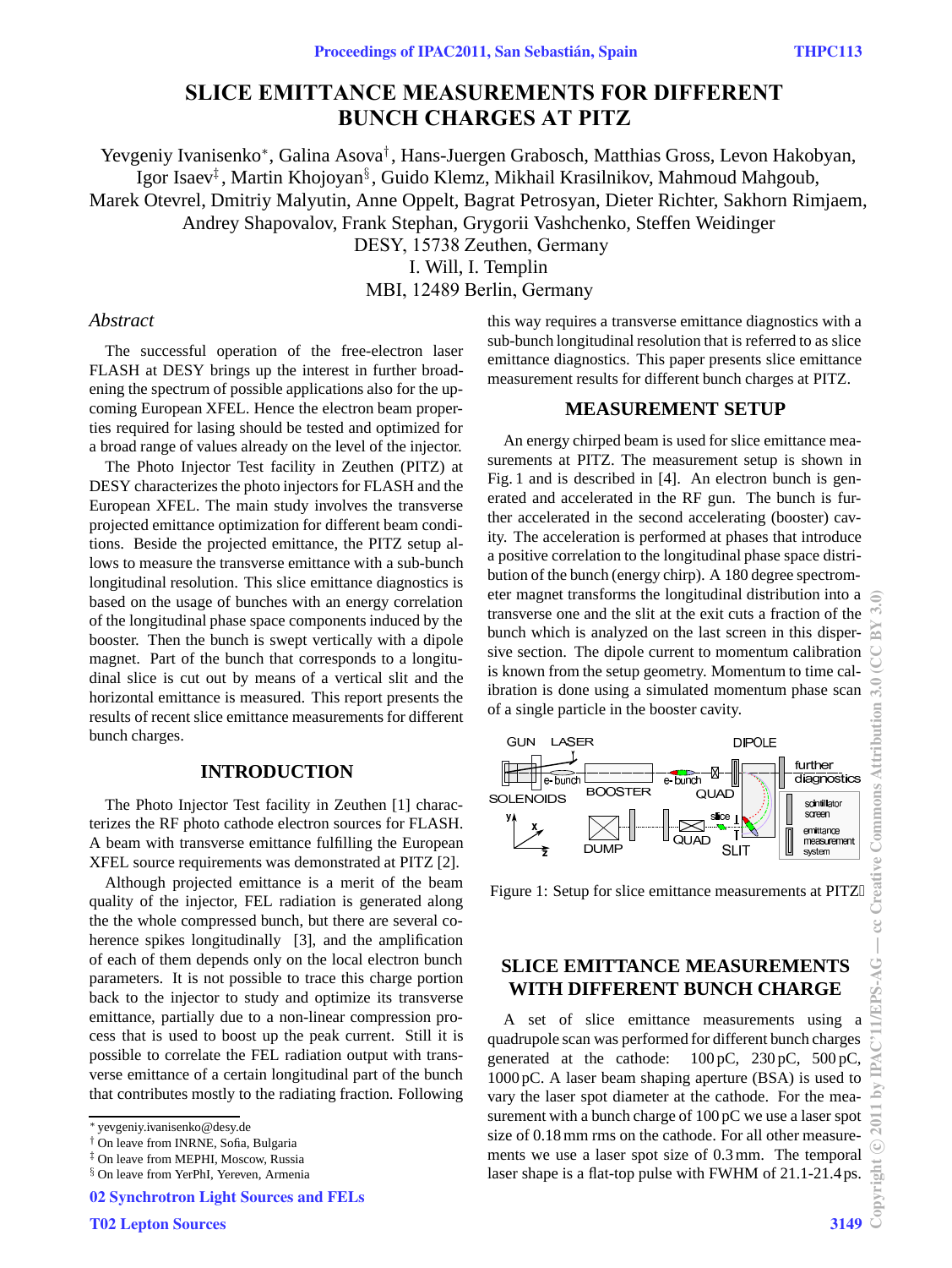# SLICE EMITTANCE MEASUREMENTS FOR DIFFERENT BUNCH CHARGES AT PITZ

Yevgeniy Ivanisenko*, Galina Asova†, Hans-Juergen Grabosch, Matthias Gross, Levon Hakobyan, Igor Isaev‡, Martin Khojoyan§, Guido Klemz, Mikhail Krasilnikov, Mahmoud Mahgoub, Marek Otevrel, Dmitriy Malyutin, Anne Oppelt, Bagrat Petrosyan, Dieter Richter, Sakhorn Rimjaem, Andrey Shapovalov, Frank Stephan, Grygorii Vashchenko, Steffen Weidinger
DESY, 15738 Zeuthen, Germany
I. Will, I. Templin
MBI, 12489 Berlin, Germany

## *Abstract*

The successful operation of the free-electron laser FLASH at DESY brings up the interest in further broadening the spectrum of possible applications also for the upcoming European XFEL. Hence the electron beam properties required for lasing should be tested and optimized for a broad range of values already on the level of the injector.

The Photo Injector Test facility in Zeuthen (PITZ) at DESY characterizes the photo injectors for FLASH and the European XFEL. The main study involves the transverse projected emittance optimization for different beam conditions. Beside the projected emittance, the PITZ setup allows to measure the transverse emittance with a sub-bunch longitudinal resolution. This slice emittance diagnostics is based on the usage of bunches with an energy correlation of the longitudinal phase space components induced by the booster. Then the bunch is swept vertically with a dipole magnet. Part of the bunch that corresponds to a longitudinal slice is cut out by means of a vertical slit and the horizontal emittance is measured. This report presents the results of recent slice emittance measurements for different bunch charges.

## INTRODUCTION

The Photo Injector Test facility in Zeuthen [1] characterizes the RF photo cathode electron sources for FLASH. A beam with transverse emittance fulfilling the European XFEL source requirements was demonstrated at PITZ [2].

Although projected emittance is a merit of the beam quality of the injector, FEL radiation is generated along the the whole compressed bunch, but there are several coherence spikes longitudinally [3], and the amplification of each of them depends only on the local electron bunch parameters. It is not possible to trace this charge portion back to the injector to study and optimize its transverse emittance, partially due to a non-linear compression process that is used to boost up the peak current. Still it is possible to correlate the FEL radiation output with transverse emittance of a certain longitudinal part of the bunch that contributes mostly to the radiating fraction. Following this way requires a transverse emittance diagnostics with a sub-bunch longitudinal resolution that is referred to as slice emittance diagnostics. This paper presents slice emittance measurement results for different bunch charges at PITZ.

## MEASUREMENT SETUP

An energy chirped beam is used for slice emittance measurements at PITZ. The measurement setup is shown in Fig. 1 and is described in [4]. An electron bunch is generated and accelerated in the RF gun. The bunch is further accelerated in the second accelerating (booster) cavity. The acceleration is performed at phases that introduce a positive correlation to the longitudinal phase space distribution of the bunch (energy chirp). A 180 degree spectrometer magnet transforms the longitudinal distribution into a transverse one and the slit at the exit cuts a fraction of the bunch which is analyzed on the last screen in this dispersive section. The dipole current to momentum calibration is known from the setup geometry. Momentum to time calibration is done using a simulated momentum phase scan of a single particle in the booster cavity.

Figure 1: Setup for slice emittance measurements at PITZ.

## SLICE EMITTANCE MEASUREMENTS WITH DIFFERENT BUNCH CHARGE

A set of slice emittance measurements using a quadrupole scan was performed for different bunch charges generated at the cathode: 100 pC, 230 pC, 500 pC, 1000 pC. A laser beam shaping aperture (BSA) is used to vary the laser spot diameter at the cathode. For the measurement with a bunch charge of 100 pC we use a laser spot size of 0.18 mm rms on the cathode. For all other measurements we use a laser spot size of 0.3 mm. The temporal laser shape is a flat-top pulse with FWHM of 21.1-21.4 ps.

---

* yevgeniy.ivanisenko@desy.de
† On leave from INRNE, Sofia, Bulgaria
‡ On leave from MEPHI, Moscow, Russia
§ On leave from YerPhI, Yereven, Armenia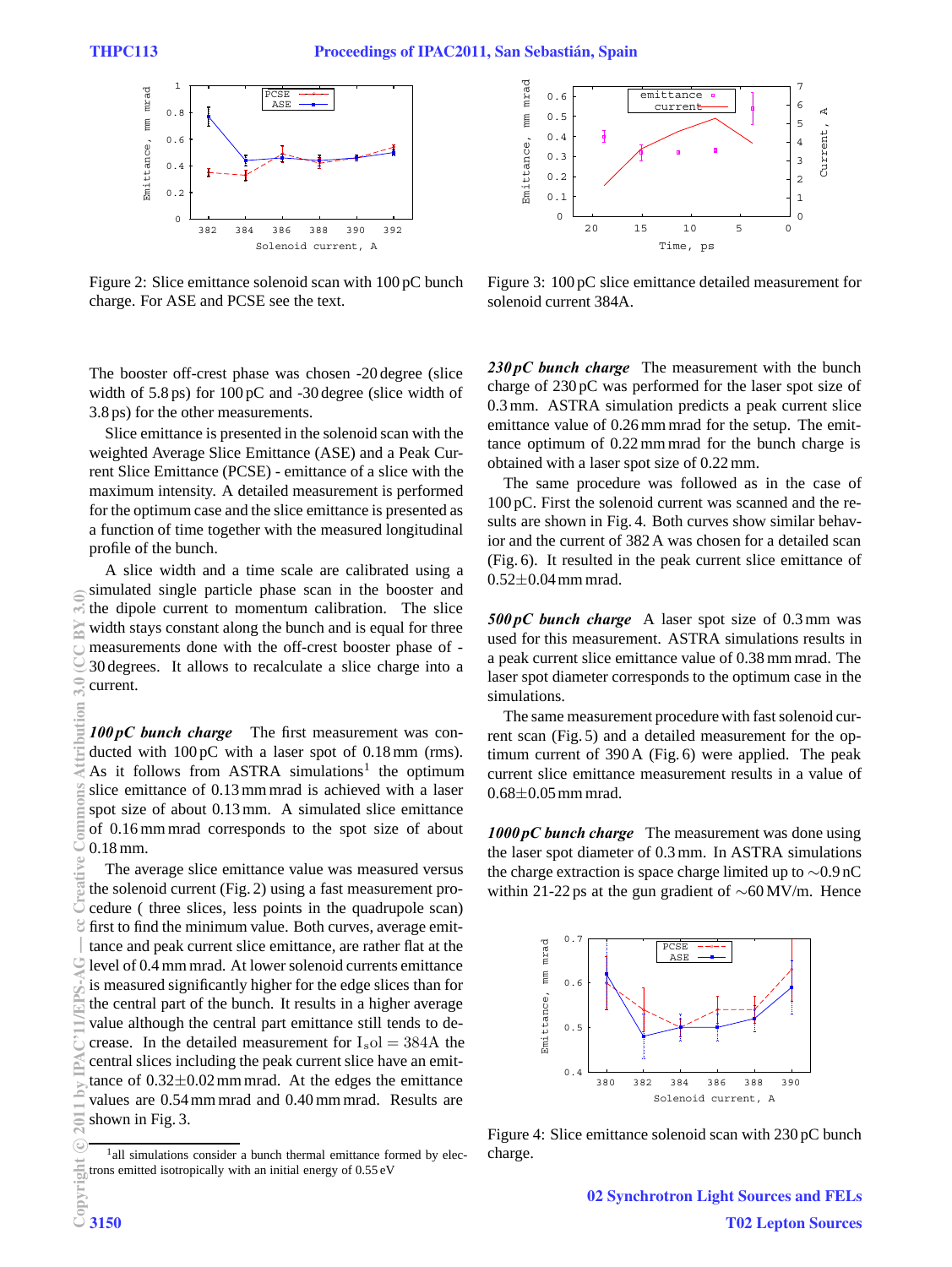Figure 2: Slice emittance solenoid scan with 100 pC bunch charge. For ASE and PCSE see the text.

Figure 3: 100 pC slice emittance detailed measurement for solenoid current 384A.

The booster off-crest phase was chosen -20 degree (slice width of 5.8 ps) for 100 pC and -30 degree (slice width of 3.8 ps) for the other measurements.

Slice emittance is presented in the solenoid scan with the weighted Average Slice Emittance (ASE) and a Peak Current Slice Emittance (PCSE) - emittance of a slice with the maximum intensity. A detailed measurement is performed for the optimum case and the slice emittance is presented as a function of time together with the measured longitudinal profile of the bunch.

A slice width and a time scale are calibrated using a simulated single particle phase scan in the booster and the dipole current to momentum calibration. The slice width stays constant along the bunch and is equal for three measurements done with the off-crest booster phase of -30 degrees. It allows to recalculate a slice charge into a current.

***100 pC bunch charge*** The first measurement was conducted with 100 pC with a laser spot of 0.18 mm (rms). As it follows from ASTRA simulations[1] the optimum slice emittance of 0.13 mm mrad is achieved with a laser spot size of about 0.13 mm. A simulated slice emittance of 0.16 mm mrad corresponds to the spot size of about 0.18 mm.

The average slice emittance value was measured versus the solenoid current (Fig. 2) using a fast measurement procedure ( three slices, less points in the quadrupole scan) first to find the minimum value. Both curves, average emittance and peak current slice emittance, are rather flat at the level of 0.4 mm mrad. At lower solenoid currents emittance is measured significantly higher for the edge slices than for the central part of the bunch. It results in a higher average value although the central part emittance still tends to decrease. In the detailed measurement for $I_{sol} = 384$A the central slices including the peak current slice have an emittance of 0.32±0.02 mm mrad. At the edges the emittance values are 0.54 mm mrad and 0.40 mm mrad. Results are shown in Fig. 3.

[1]all simulations consider a bunch thermal emittance formed by electrons emitted isotropically with an initial energy of 0.55 eV

***230 pC bunch charge*** The measurement with the bunch charge of 230 pC was performed for the laser spot size of 0.3 mm. ASTRA simulation predicts a peak current slice emittance value of 0.26 mm mrad for the setup. The emittance optimum of 0.22 mm mrad for the bunch charge is obtained with a laser spot size of 0.22 mm.

The same procedure was followed as in the case of 100 pC. First the solenoid current was scanned and the results are shown in Fig. 4. Both curves show similar behavior and the current of 382 A was chosen for a detailed scan (Fig. 6). It resulted in the peak current slice emittance of 0.52±0.04 mm mrad.

***500 pC bunch charge*** A laser spot size of 0.3 mm was used for this measurement. ASTRA simulations results in a peak current slice emittance value of 0.38 mm mrad. The laser spot diameter corresponds to the optimum case in the simulations.

The same measurement procedure with fast solenoid current scan (Fig. 5) and a detailed measurement for the optimum current of 390 A (Fig. 6) were applied. The peak current slice emittance measurement results in a value of 0.68±0.05 mm mrad.

***1000 pC bunch charge*** The measurement was done using the laser spot diameter of 0.3 mm. In ASTRA simulations the charge extraction is space charge limited up to ∼0.9 nC within 21-22 ps at the gun gradient of ∼60 MV/m. Hence

Figure 4: Slice emittance solenoid scan with 230 pC bunch charge.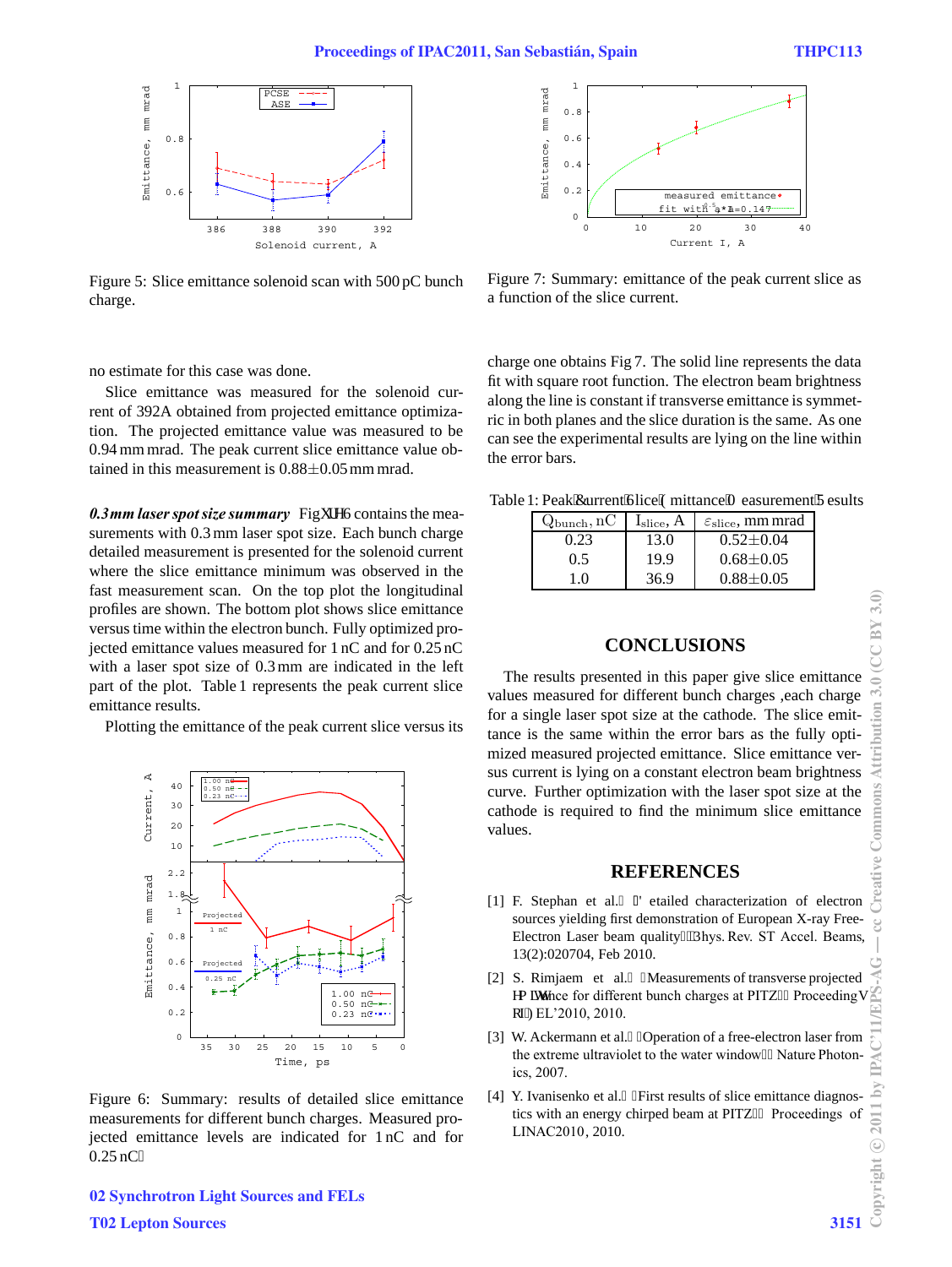Emittance, mm mrad

1

0.8

0.6

386 388 390 392

Solenoid current, A

PCSE
ASE

Figure 5: Slice emittance solenoid scan with 500 pC bunch charge.

no estimate for this case was done.

Slice emittance was measured for the solenoid current of 392A obtained from projected emittance optimization. The projected emittance value was measured to be 0.94 mm mrad. The peak current slice emittance value obtained in this measurement is 0.88±0.05 mm mrad.

***0.3 mm laser spot size summary*** Fig. 6 contains the measurements with 0.3 mm laser spot size. Each bunch charge detailed measurement is presented for the solenoid current where the slice emittance minimum was observed in the fast measurement scan. On the top plot the longitudinal profiles are shown. The bottom plot shows slice emittance versus time within the electron bunch. Fully optimized projected emittance values measured for 1 nC and for 0.25 nC with a laser spot size of 0.3 mm are indicated in the left part of the plot. Table 1 represents the peak current slice emittance results.

Plotting the emittance of the peak current slice versus its

Current, A

40
30
20
10

1.00 nC
0.50 nC
0.23 nC

Emittance, mm mrad

2.2
1.8
1
0.8
0.6
0.4
0.2
0

Projected
1 nC

Projected
0.25 nC

1.00 nC
0.50 nC
0.23 nC

35 30 25 20 15 10 5 0

Time, ps

Figure 6: Summary: results of detailed slice emittance measurements for different bunch charges. Measured projected emittance levels are indicated for 1 nC and for 0.25 nC.

Emittance, mm mrad

1
0.8
0.6
0.4
0.2
0

0 10 20 30 40

Current I, A

measured emittance
fit with a*I^0.5 a=0.147

Figure 7: Summary: emittance of the peak current slice as a function of the slice current.

charge one obtains Fig 7. The solid line represents the data fit with square root function. The electron beam brightness along the line is constant if transverse emittance is symmetric in both planes and the slice duration is the same. As one can see the experimental results are lying on the line within the error bars.

Table 1: Peak Current Slice Emittance Measurement Results

| $Q_{bunch}$, nC | $I_{slice}$, A | $\varepsilon_{slice}$, mm mrad |
|---|---|---|
| 0.23 | 13.0 | 0.52±0.04 |
| 0.5 | 19.9 | 0.68±0.05 |
| 1.0 | 36.9 | 0.88±0.05 |

## CONCLUSIONS

The results presented in this paper give slice emittance values measured for different bunch charges ,each charge for a single laser spot size at the cathode. The slice emittance is the same within the error bars as the fully optimized measured projected emittance. Slice emittance versus current is lying on a constant electron beam brightness curve. Further optimization with the laser spot size at the cathode is required to find the minimum slice emittance values.

## REFERENCES

[1] F. Stephan et al., "Detailed characterization of electron sources yielding first demonstration of European X-ray Free-Electron Laser beam quality", Phys. Rev. ST Accel. Beams, 13(2):020704, Feb 2010.

[2] S. Rimjaem et al., "Measurements of transverse projected emittance for different bunch charges at PITZ", Proceeding of FEL'2010, 2010.

[3] W. Ackermann et al., "Operation of a free-electron laser from the extreme ultraviolet to the water window", Nature Photonics, 2007.

[4] Y. Ivanisenko et al., "First results of slice emittance diagnostics with an energy chirped beam at PITZ", Proceedings of LINAC2010, 2010.